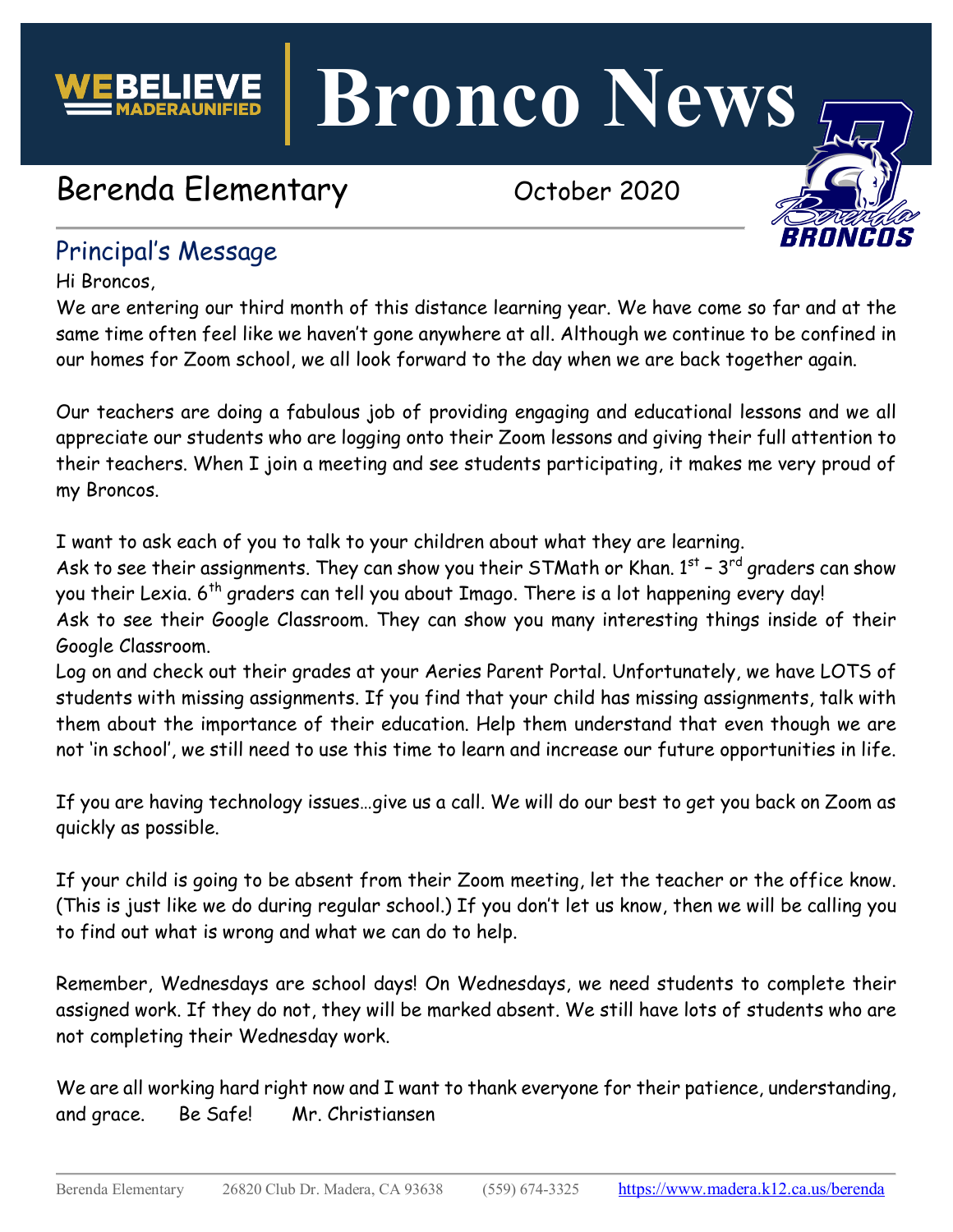# Bronco News

WEBELIEVE MADERAUNIFIED

## Berenda Elementary

October 2020

## Principal's Message

Hi Broncos,

We are entering our third month of this distance learning year. We have come so far and at the same time often feel like we haven't gone anywhere at all. Although we continue to be confined in our homes for Zoom school, we all look forward to the day when we are back together again.

Our teachers are doing a fabulous job of providing engaging and educational lessons and we all appreciate our students who are logging onto their Zoom lessons and giving their full attention to their teachers. When I join a meeting and see students participating, it makes me very proud of my Broncos.

I want to ask each of you to talk to your children about what they are learning.

Ask to see their assignments. They can show you their STMath or Khan. 1st – 3rd graders can show you their Lexia. 6th graders can tell you about Imago. There is a lot happening every day!

Ask to see their Google Classroom. They can show you many interesting things inside of their Google Classroom.

Log on and check out their grades at your Aeries Parent Portal. Unfortunately, we have LOTS of students with missing assignments. If you find that your child has missing assignments, talk with them about the importance of their education. Help them understand that even though we are not 'in school', we still need to use this time to learn and increase our future opportunities in life.

If you are having technology issues…give us a call. We will do our best to get you back on Zoom as quickly as possible.

If your child is going to be absent from their Zoom meeting, let the teacher or the office know. (This is just like we do during regular school.) If you don't let us know, then we will be calling you to find out what is wrong and what we can do to help.

Remember, Wednesdays are school days! On Wednesdays, we need students to complete their assigned work. If they do not, they will be marked absent. We still have lots of students who are not completing their Wednesday work.

We are all working hard right now and I want to thank everyone for their patience, understanding, and grace. Be Safe! Mr. Christiansen

Berenda Elementary 26820 Club Dr. Madera, CA 93638 (559) 674-3325 https://www.madera.k12.ca.us/berenda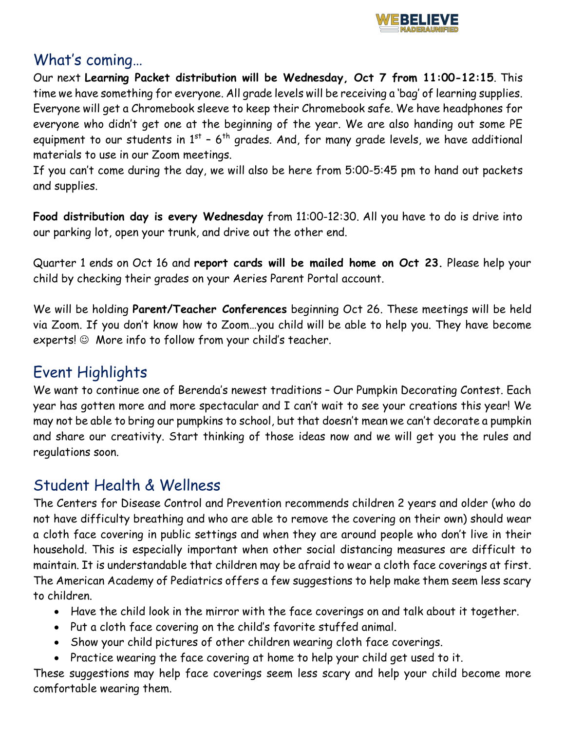## What's coming…

Our next **Learning Packet distribution will be Wednesday, Oct 7 from 11:00-12:15**. This time we have something for everyone. All grade levels will be receiving a 'bag' of learning supplies. Everyone will get a Chromebook sleeve to keep their Chromebook safe. We have headphones for everyone who didn't get one at the beginning of the year. We are also handing out some PE equipment to our students in 1st – 6th grades. And, for many grade levels, we have additional materials to use in our Zoom meetings.

If you can't come during the day, we will also be here from 5:00-5:45 pm to hand out packets and supplies.

**Food distribution day is every Wednesday** from 11:00-12:30. All you have to do is drive into our parking lot, open your trunk, and drive out the other end.

Quarter 1 ends on Oct 16 and **report cards will be mailed home on Oct 23.** Please help your child by checking their grades on your Aeries Parent Portal account.

We will be holding **Parent/Teacher Conferences** beginning Oct 26. These meetings will be held via Zoom. If you don't know how to Zoom…you child will be able to help you. They have become experts! ☺ More info to follow from your child's teacher.

## Event Highlights

We want to continue one of Berenda's newest traditions – Our Pumpkin Decorating Contest. Each year has gotten more and more spectacular and I can't wait to see your creations this year! We may not be able to bring our pumpkins to school, but that doesn't mean we can't decorate a pumpkin and share our creativity. Start thinking of those ideas now and we will get you the rules and regulations soon.

## Student Health & Wellness

The Centers for Disease Control and Prevention recommends children 2 years and older (who do not have difficulty breathing and who are able to remove the covering on their own) should wear a cloth face covering in public settings and when they are around people who don't live in their household. This is especially important when other social distancing measures are difficult to maintain. It is understandable that children may be afraid to wear a cloth face coverings at first. The American Academy of Pediatrics offers a few suggestions to help make them seem less scary to children.

- Have the child look in the mirror with the face coverings on and talk about it together.
- Put a cloth face covering on the child's favorite stuffed animal.
- Show your child pictures of other children wearing cloth face coverings.
- Practice wearing the face covering at home to help your child get used to it.

These suggestions may help face coverings seem less scary and help your child become more comfortable wearing them.